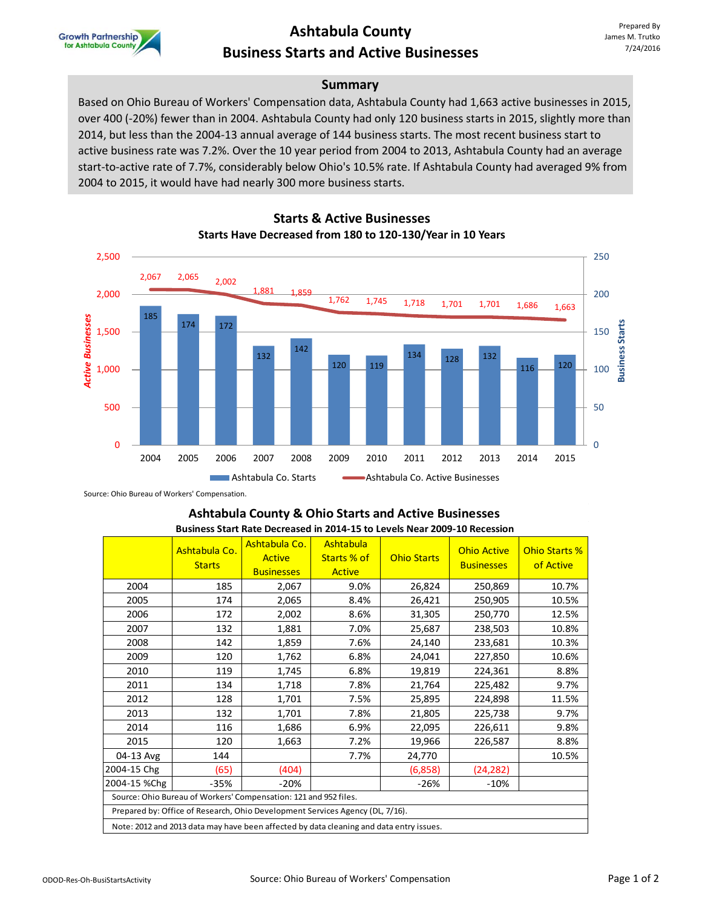# Ashtabula County
# Business Starts and Active Businesses

Prepared By
James M. Trutko
7/24/2016

## Summary

Based on Ohio Bureau of Workers' Compensation data, Ashtabula County had 1,663 active businesses in 2015, over 400 (-20%) fewer than in 2004. Ashtabula County had only 120 business starts in 2015, slightly more than 2014, but less than the 2004-13 annual average of 144 business starts. The most recent business start to active business rate was 7.2%. Over the 10 year period from 2004 to 2013, Ashtabula County had an average start-to-active rate of 7.7%, considerably below Ohio's 10.5% rate. If Ashtabula County had averaged 9% from 2004 to 2015, it would have had nearly 300 more business starts.

### Starts & Active Businesses
**Starts Have Decreased from 180 to 120-130/Year in 10 Years**

| Year | Ashtabula Co. Starts | Ashtabula Co. Active Businesses |
|---|---|---|
| 2004 | 185 | 2,067 |
| 2005 | 174 | 2,065 |
| 2006 | 172 | 2,002 |
| 2007 | 132 | 1,881 |
| 2008 | 142 | 1,859 |
| 2009 | 120 | 1,762 |
| 2010 | 119 | 1,745 |
| 2011 | 134 | 1,718 |
| 2012 | 128 | 1,701 |
| 2013 | 132 | 1,701 |
| 2014 | 116 | 1,686 |
| 2015 | 120 | 1,663 |

Source: Ohio Bureau of Workers' Compensation.

### Ashtabula County & Ohio Starts and Active Businesses
**Business Start Rate Decreased in 2014-15 to Levels Near 2009-10 Recession**

| | Ashtabula Co. Starts | Ashtabula Co. Active Businesses | Ashtabula Starts % of Active | Ohio Starts | Ohio Active Businesses | Ohio Starts % of Active |
|---|---|---|---|---|---|---|
| 2004 | 185 | 2,067 | 9.0% | 26,824 | 250,869 | 10.7% |
| 2005 | 174 | 2,065 | 8.4% | 26,421 | 250,905 | 10.5% |
| 2006 | 172 | 2,002 | 8.6% | 31,305 | 250,770 | 12.5% |
| 2007 | 132 | 1,881 | 7.0% | 25,687 | 238,503 | 10.8% |
| 2008 | 142 | 1,859 | 7.6% | 24,140 | 233,681 | 10.3% |
| 2009 | 120 | 1,762 | 6.8% | 24,041 | 227,850 | 10.6% |
| 2010 | 119 | 1,745 | 6.8% | 19,819 | 224,361 | 8.8% |
| 2011 | 134 | 1,718 | 7.8% | 21,764 | 225,482 | 9.7% |
| 2012 | 128 | 1,701 | 7.5% | 25,895 | 224,898 | 11.5% |
| 2013 | 132 | 1,701 | 7.8% | 21,805 | 225,738 | 9.7% |
| 2014 | 116 | 1,686 | 6.9% | 22,095 | 226,611 | 9.8% |
| 2015 | 120 | 1,663 | 7.2% | 19,966 | 226,587 | 8.8% |
| 04-13 Avg | 144 | | 7.7% | 24,770 | | 10.5% |
| 2004-15 Chg | (65) | (404) | | (6,858) | (24,282) | |
| 2004-15 %Chg | -35% | -20% | | -26% | -10% | |

Source: Ohio Bureau of Workers' Compensation: 121 and 952 files.

Prepared by: Office of Research, Ohio Development Services Agency (DL, 7/16).

Note: 2012 and 2013 data may have been affected by data cleaning and data entry issues.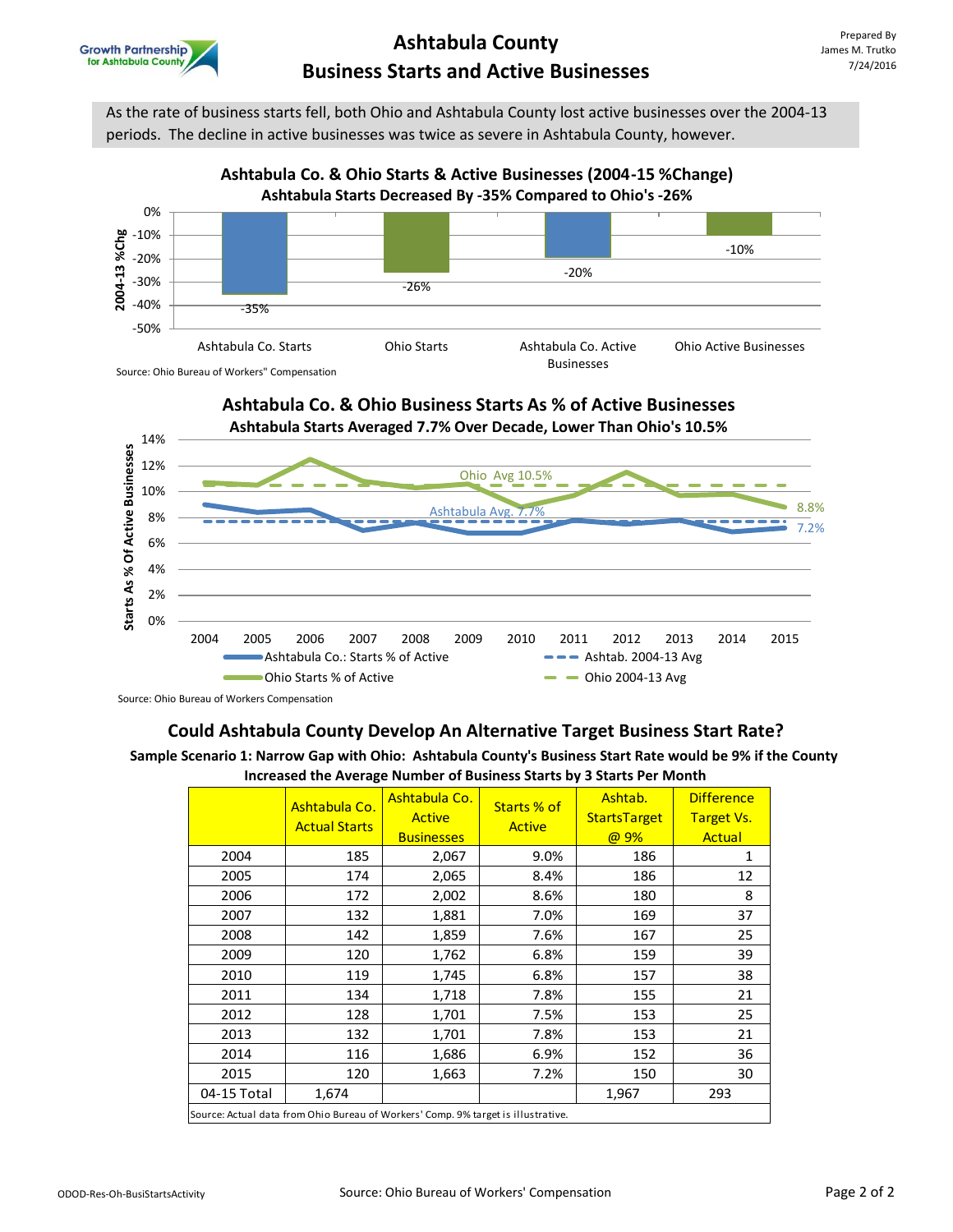# Ashtabula County Business Starts and Active Businesses

Prepared By
James M. Trutko
7/24/2016

As the rate of business starts fell, both Ohio and Ashtabula County lost active businesses over the 2004-13 periods. The decline in active businesses was twice as severe in Ashtabula County, however.

**Ashtabula Co. & Ohio Starts & Active Businesses (2004-15 %Change)**
**Ashtabula Starts Decreased By -35% Compared to Ohio's -26%**

2004-13 %Chg
0%
-10%
-20%
-30%
-40%
-50%

-35%
-26%
-20%
-10%

Ashtabula Co. Starts
Ohio Starts
Ashtabula Co. Active Businesses
Ohio Active Businesses

Source: Ohio Bureau of Workers" Compensation

**Ashtabula Co. & Ohio Business Starts As % of Active Businesses**
**Ashtabula Starts Averaged 7.7% Over Decade, Lower Than Ohio's 10.5%**

Starts As % Of Active Businesses
14%
12%
10%
8%
6%
4%
2%
0%

Ohio Avg 10.5%
Ashtabula Avg. 7.7%
8.8%
7.2%

2004 2005 2006 2007 2008 2009 2010 2011 2012 2013 2014 2015

Ashtabula Co.: Starts % of Active
Ashtab. 2004-13 Avg
Ohio Starts % of Active
Ohio 2004-13 Avg

Source: Ohio Bureau of Workers Compensation

## Could Ashtabula County Develop An Alternative Target Business Start Rate?

**Sample Scenario 1: Narrow Gap with Ohio: Ashtabula County's Business Start Rate would be 9% if the County Increased the Average Number of Business Starts by 3 Starts Per Month**

| | Ashtabula Co. Actual Starts | Ashtabula Co. Active Businesses | Starts % of Active | Ashtab. StartsTarget @ 9% | Difference Target Vs. Actual |
|---|---|---|---|---|---|
| 2004 | 185 | 2,067 | 9.0% | 186 | 1 |
| 2005 | 174 | 2,065 | 8.4% | 186 | 12 |
| 2006 | 172 | 2,002 | 8.6% | 180 | 8 |
| 2007 | 132 | 1,881 | 7.0% | 169 | 37 |
| 2008 | 142 | 1,859 | 7.6% | 167 | 25 |
| 2009 | 120 | 1,762 | 6.8% | 159 | 39 |
| 2010 | 119 | 1,745 | 6.8% | 157 | 38 |
| 2011 | 134 | 1,718 | 7.8% | 155 | 21 |
| 2012 | 128 | 1,701 | 7.5% | 153 | 25 |
| 2013 | 132 | 1,701 | 7.8% | 153 | 21 |
| 2014 | 116 | 1,686 | 6.9% | 152 | 36 |
| 2015 | 120 | 1,663 | 7.2% | 150 | 30 |
| 04-15 Total | 1,674 | | | 1,967 | 293 |

Source: Actual data from Ohio Bureau of Workers' Comp. 9% target is illustrative.

ODOD-Res-Oh-BusiStartsActivity

Source: Ohio Bureau of Workers' Compensation